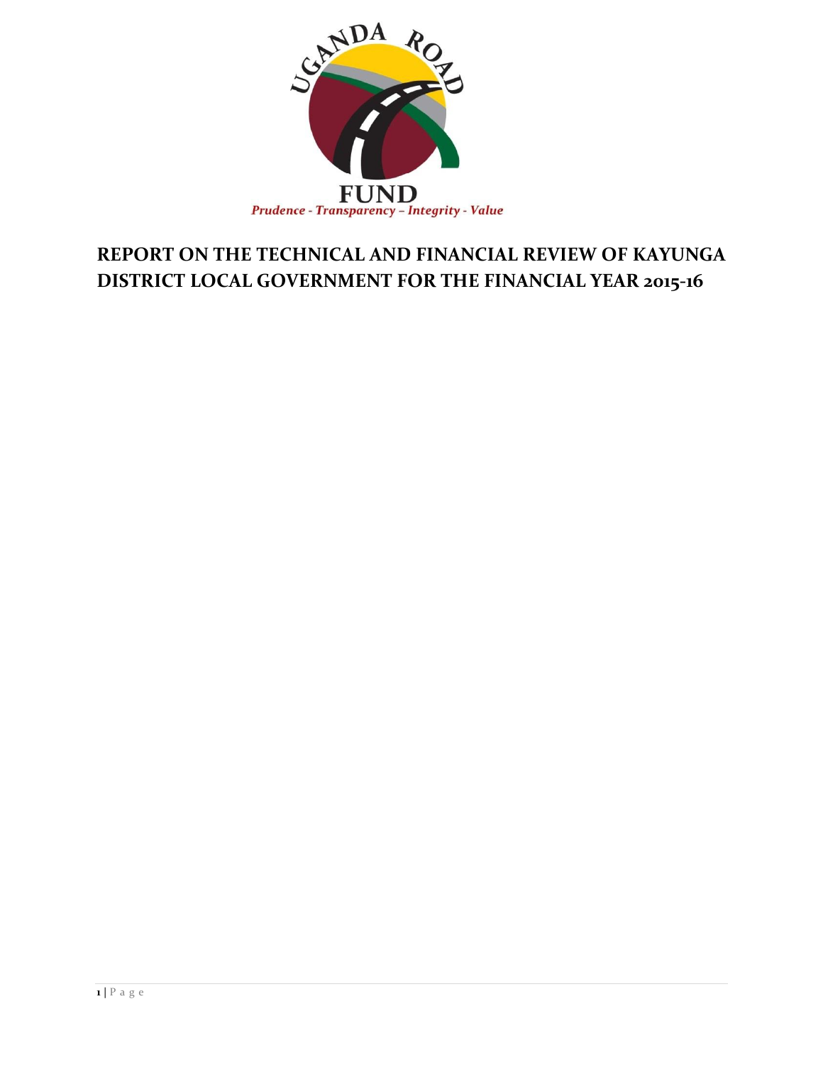UGANDA ROAD FUND

*Prudence - Transparency – Integrity - Value*

# REPORT ON THE TECHNICAL AND FINANCIAL REVIEW OF KAYUNGA DISTRICT LOCAL GOVERNMENT FOR THE FINANCIAL YEAR 2015-16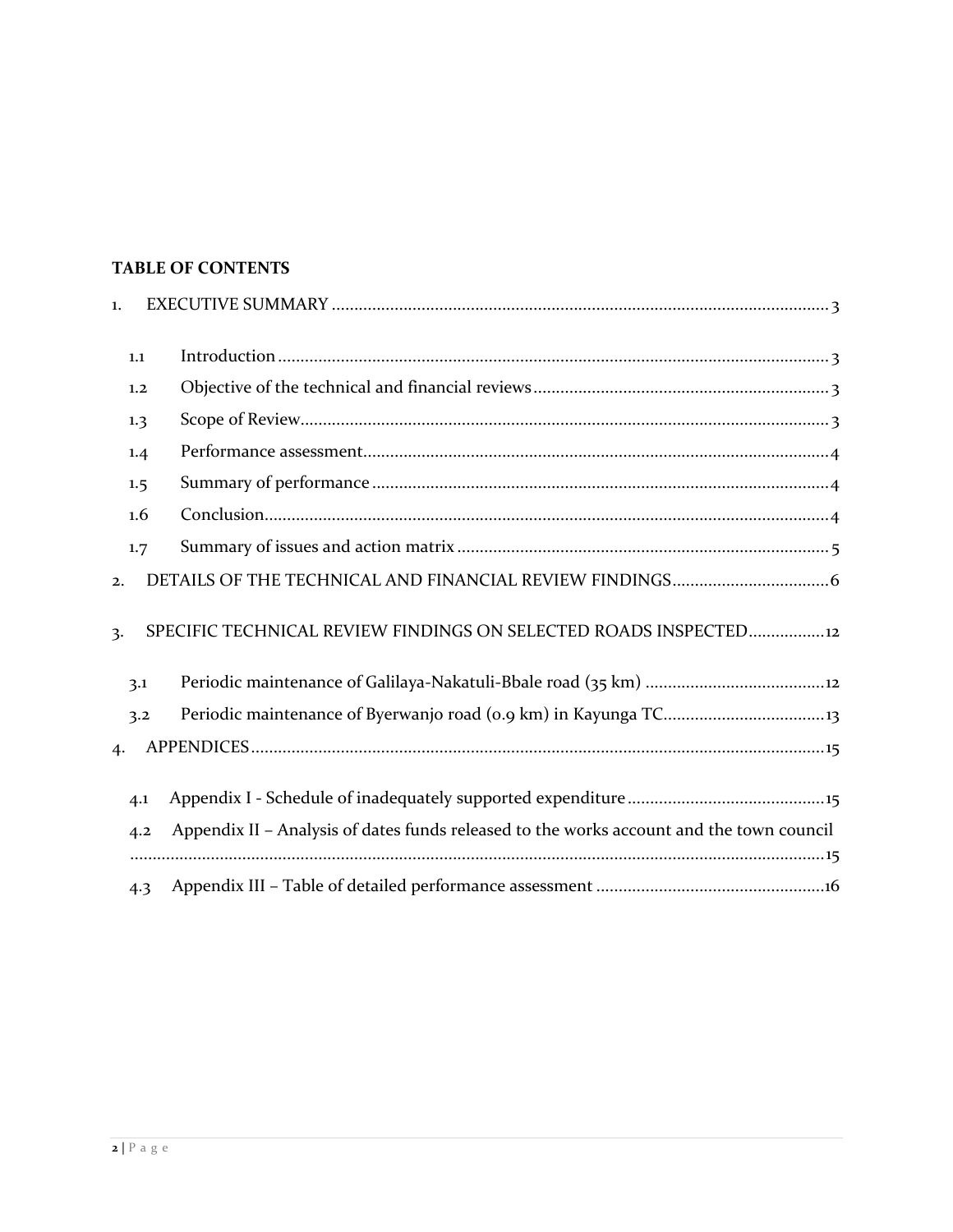**TABLE OF CONTENTS**

1. EXECUTIVE SUMMARY ............................................................................................................ 3
   - 1.1 Introduction ............................................................................................................ 3
   - 1.2 Objective of the technical and financial reviews ............................................................ 3
   - 1.3 Scope of Review ........................................................................................................ 3
   - 1.4 Performance assessment ............................................................................................ 4
   - 1.5 Summary of performance ........................................................................................... 4
   - 1.6 Conclusion ............................................................................................................... 4
   - 1.7 Summary of issues and action matrix ............................................................................ 5
2. DETAILS OF THE TECHNICAL AND FINANCIAL REVIEW FINDINGS ................................. 6
3. SPECIFIC TECHNICAL REVIEW FINDINGS ON SELECTED ROADS INSPECTED ................. 12
   - 3.1 Periodic maintenance of Galilaya-Nakatuli-Bbale road (35 km) ......................................... 12
   - 3.2 Periodic maintenance of Byerwanjo road (0.9 km) in Kayunga TC .................................... 13
4. APPENDICES ............................................................................................................... 15
   - 4.1 Appendix I - Schedule of inadequately supported expenditure ............................................ 15
   - 4.2 Appendix II – Analysis of dates funds released to the works account and the town council ......................................................................................................................... 15
   - 4.3 Appendix III – Table of detailed performance assessment .................................................. 16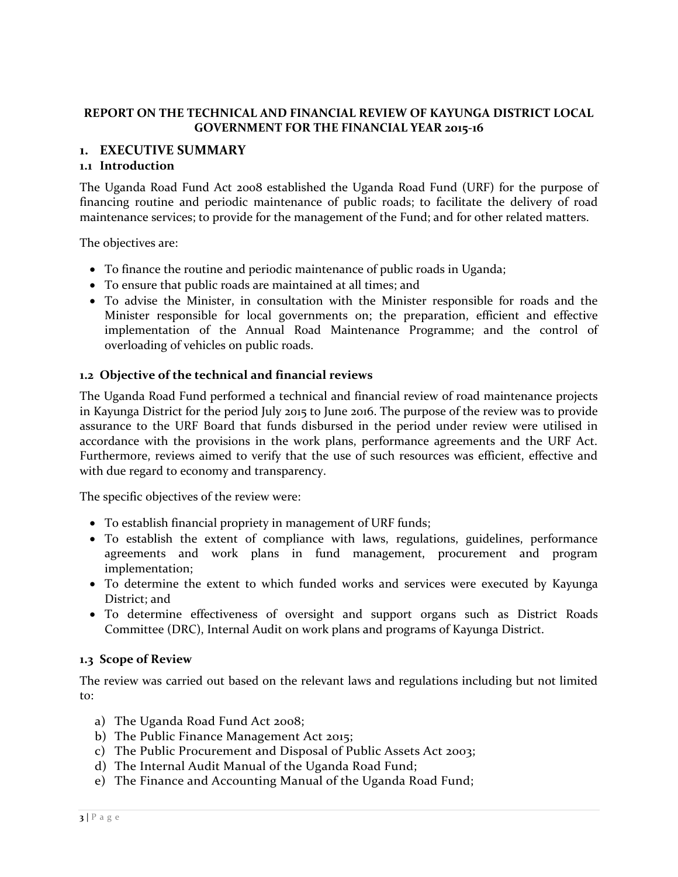**REPORT ON THE TECHNICAL AND FINANCIAL REVIEW OF KAYUNGA DISTRICT LOCAL GOVERNMENT FOR THE FINANCIAL YEAR 2015-16**

# 1. EXECUTIVE SUMMARY

## 1.1 Introduction

The Uganda Road Fund Act 2008 established the Uganda Road Fund (URF) for the purpose of financing routine and periodic maintenance of public roads; to facilitate the delivery of road maintenance services; to provide for the management of the Fund; and for other related matters.

The objectives are:

- To finance the routine and periodic maintenance of public roads in Uganda;
- To ensure that public roads are maintained at all times; and
- To advise the Minister, in consultation with the Minister responsible for roads and the Minister responsible for local governments on; the preparation, efficient and effective implementation of the Annual Road Maintenance Programme; and the control of overloading of vehicles on public roads.

## 1.2 Objective of the technical and financial reviews

The Uganda Road Fund performed a technical and financial review of road maintenance projects in Kayunga District for the period July 2015 to June 2016. The purpose of the review was to provide assurance to the URF Board that funds disbursed in the period under review were utilised in accordance with the provisions in the work plans, performance agreements and the URF Act. Furthermore, reviews aimed to verify that the use of such resources was efficient, effective and with due regard to economy and transparency.

The specific objectives of the review were:

- To establish financial propriety in management of URF funds;
- To establish the extent of compliance with laws, regulations, guidelines, performance agreements and work plans in fund management, procurement and program implementation;
- To determine the extent to which funded works and services were executed by Kayunga District; and
- To determine effectiveness of oversight and support organs such as District Roads Committee (DRC), Internal Audit on work plans and programs of Kayunga District.

## 1.3 Scope of Review

The review was carried out based on the relevant laws and regulations including but not limited to:

a) The Uganda Road Fund Act 2008;
b) The Public Finance Management Act 2015;
c) The Public Procurement and Disposal of Public Assets Act 2003;
d) The Internal Audit Manual of the Uganda Road Fund;
e) The Finance and Accounting Manual of the Uganda Road Fund;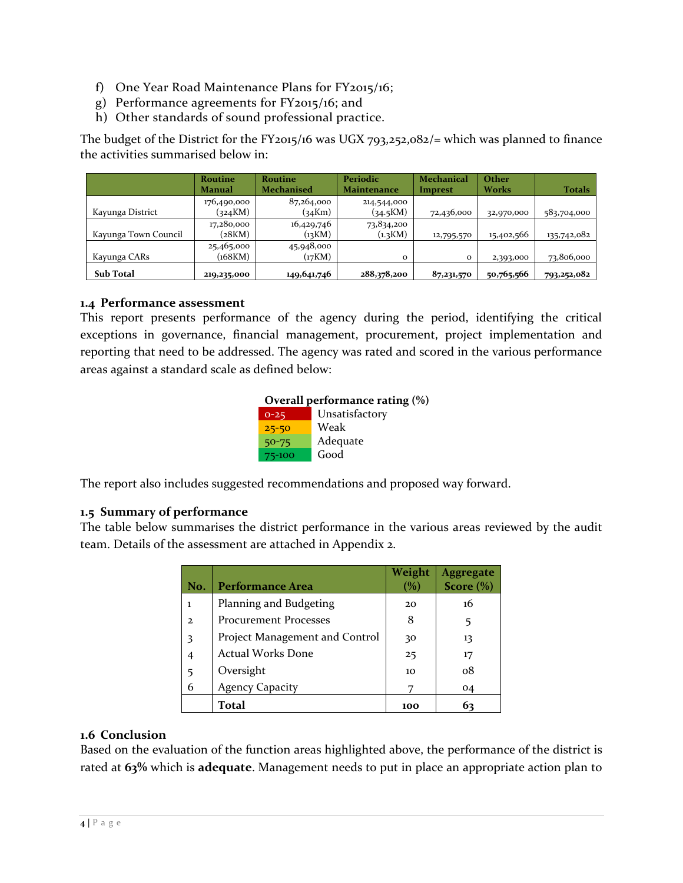f) One Year Road Maintenance Plans for FY2015/16;
g) Performance agreements for FY2015/16; and
h) Other standards of sound professional practice.

The budget of the District for the FY2015/16 was UGX 793,252,082/= which was planned to finance the activities summarised below in:

| | Routine Manual | Routine Mechanised | Periodic Maintenance | Mechanical Imprest | Other Works | Totals |
|---|---|---|---|---|---|---|
| Kayunga District | 176,490,000 (324KM) | 87,264,000 (34Km) | 214,544,000 (34.5KM) | 72,436,000 | 32,970,000 | 583,704,000 |
| Kayunga Town Council | 17,280,000 (28KM) | 16,429,746 (13KM) | 73,834,200 (1.3KM) | 12,795,570 | 15,402,566 | 135,742,082 |
| Kayunga CARs | 25,465,000 (168KM) | 45,948,000 (17KM) | 0 | 0 | 2,393,000 | 73,806,000 |
| **Sub Total** | **219,235,000** | **149,641,746** | **288,378,200** | **87,231,570** | **50,765,566** | **793,252,082** |

## 1.4 Performance assessment

This report presents performance of the agency during the period, identifying the critical exceptions in governance, financial management, procurement, project implementation and reporting that need to be addressed. The agency was rated and scored in the various performance areas against a standard scale as defined below:

**Overall performance rating (%)**

| | |
|---|---|
| 0-25 | Unsatisfactory |
| 25-50 | Weak |
| 50-75 | Adequate |
| 75-100 | Good |

The report also includes suggested recommendations and proposed way forward.

## 1.5 Summary of performance

The table below summarises the district performance in the various areas reviewed by the audit team. Details of the assessment are attached in Appendix 2.

| No. | Performance Area | Weight (%) | Aggregate Score (%) |
|---|---|---|---|
| 1 | Planning and Budgeting | 20 | 16 |
| 2 | Procurement Processes | 8 | 5 |
| 3 | Project Management and Control | 30 | 13 |
| 4 | Actual Works Done | 25 | 17 |
| 5 | Oversight | 10 | 08 |
| 6 | Agency Capacity | 7 | 04 |
| | **Total** | **100** | **63** |

## 1.6 Conclusion

Based on the evaluation of the function areas highlighted above, the performance of the district is rated at **63%** which is **adequate**. Management needs to put in place an appropriate action plan to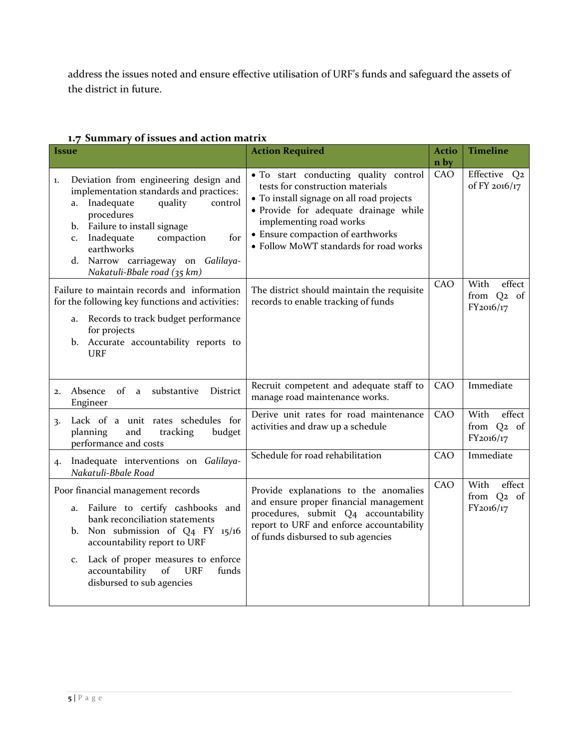address the issues noted and ensure effective utilisation of URF's funds and safeguard the assets of the district in future.

### 1.7 Summary of issues and action matrix

| Issue | Action Required | Action by | Timeline |
|---|---|---|---|
| 1. Deviation from engineering design and implementation standards and practices:<br>a. Inadequate quality control procedures<br>b. Failure to install signage<br>c. Inadequate compaction for earthworks<br>d. Narrow carriageway on *Galilaya-Nakatuli-Bbale road (35 km)* | • To start conducting quality control tests for construction materials<br>• To install signage on all road projects<br>• Provide for adequate drainage while implementing road works<br>• Ensure compaction of earthworks<br>• Follow MoWT standards for road works | CAO | Effective Q2 of FY 2016/17 |
| Failure to maintain records and information for the following key functions and activities:<br>a. Records to track budget performance for projects<br>b. Accurate accountability reports to URF | The district should maintain the requisite records to enable tracking of funds | CAO | With effect from Q2 of FY2016/17 |
| 2. Absence of a substantive District Engineer | Recruit competent and adequate staff to manage road maintenance works. | CAO | Immediate |
| 3. Lack of a unit rates schedules for planning and tracking budget performance and costs | Derive unit rates for road maintenance activities and draw up a schedule | CAO | With effect from Q2 of FY2016/17 |
| 4. Inadequate interventions on *Galilaya-Nakatuli-Bbale Road* | Schedule for road rehabilitation | CAO | Immediate |
| Poor financial management records<br>a. Failure to certify cashbooks and bank reconciliation statements<br>b. Non submission of Q4 FY 15/16 accountability report to URF<br>c. Lack of proper measures to enforce accountability of URF funds disbursed to sub agencies | Provide explanations to the anomalies and ensure proper financial management procedures, submit Q4 accountability report to URF and enforce accountability of funds disbursed to sub agencies | CAO | With effect from Q2 of FY2016/17 |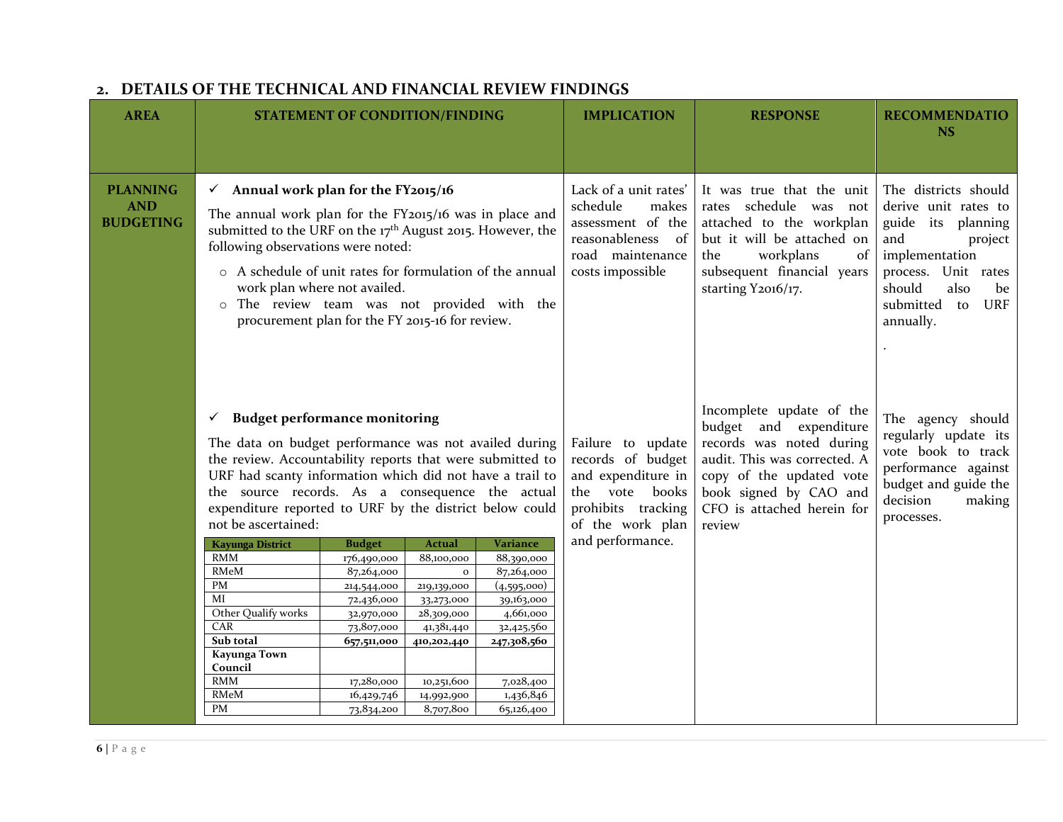## 2. DETAILS OF THE TECHNICAL AND FINANCIAL REVIEW FINDINGS

| AREA | STATEMENT OF CONDITION/FINDING | IMPLICATION | RESPONSE | RECOMMENDATIONS |
|---|---|---|---|---|
| **PLANNING AND BUDGETING** | ✓ **Annual work plan for the FY2015/16**<br><br>The annual work plan for the FY2015/16 was in place and submitted to the URF on the 17th August 2015. However, the following observations were noted:<br>○ A schedule of unit rates for formulation of the annual work plan where not availed.<br>○ The review team was not provided with the procurement plan for the FY 2015-16 for review. | Lack of a unit rates' schedule makes assessment of the reasonableness of road maintenance costs impossible | It was true that the unit rates schedule was not attached to the workplan but it will be attached on the workplans of subsequent financial years starting Y2016/17. | The districts should derive unit rates to guide its planning and project implementation process. Unit rates should also be submitted to URF annually.<br><br>. |
| | ✓ **Budget performance monitoring**<br><br>The data on budget performance was not availed during the review. Accountability reports that were submitted to URF had scanty information which did not have a trail to the source records. As a consequence the actual expenditure reported to URF by the district below could not be ascertained: | Failure to update records of budget and expenditure in the vote books prohibits tracking of the work plan and performance. | Incomplete update of the budget and expenditure records was noted during audit. This was corrected. A copy of the updated vote book signed by CAO and CFO is attached herein for review | The agency should regularly update its vote book to track performance against budget and guide the decision making processes. |

| Kayunga District | Budget | Actual | Variance |
|---|---|---|---|
| RMM | 176,490,000 | 88,100,000 | 88,390,000 |
| RMeM | 87,264,000 | 0 | 87,264,000 |
| PM | 214,544,000 | 219,139,000 | (4,595,000) |
| MI | 72,436,000 | 33,273,000 | 39,163,000 |
| Other Qualify works | 32,970,000 | 28,309,000 | 4,661,000 |
| CAR | 73,807,000 | 41,381,440 | 32,425,560 |
| **Sub total** | **657,511,000** | **410,202,440** | **247,308,560** |
| **Kayunga Town Council** | | | |
| RMM | 17,280,000 | 10,251,600 | 7,028,400 |
| RMeM | 16,429,746 | 14,992,900 | 1,436,846 |
| PM | 73,834,200 | 8,707,800 | 65,126,400 |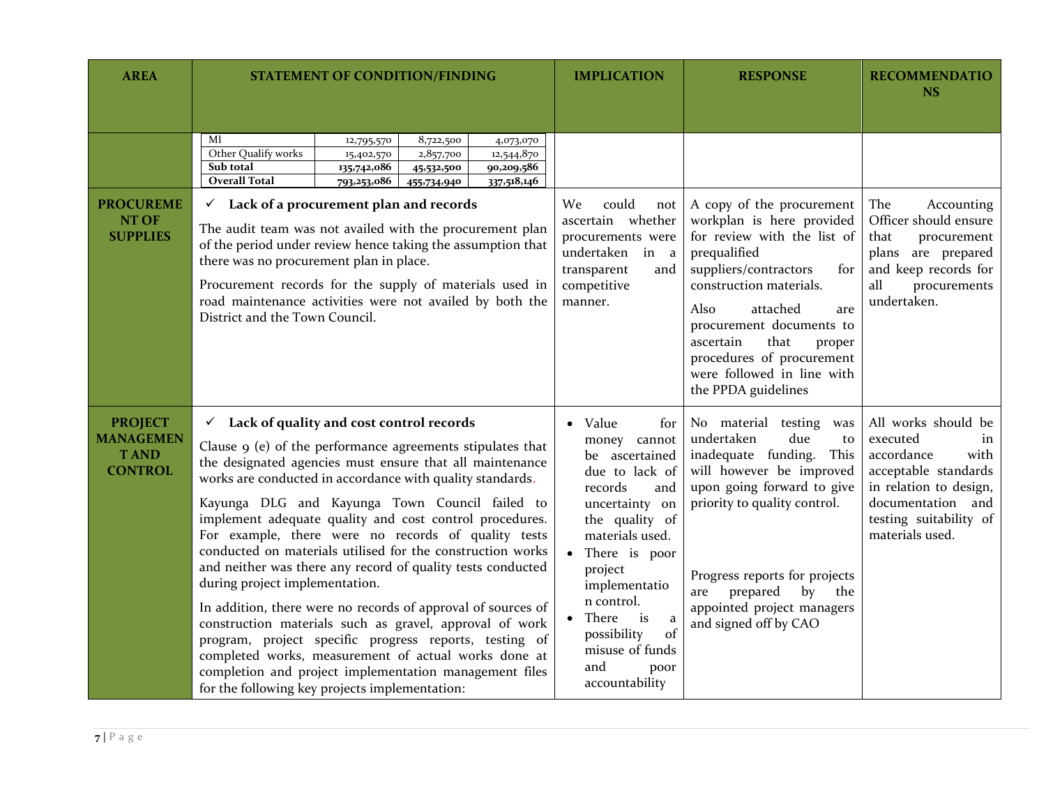| AREA | STATEMENT OF CONDITION/FINDING | IMPLICATION | RESPONSE | RECOMMENDATIONS |
|---|---|---|---|---|
| | MI \| 12,795,570 \| 8,722,500 \| 4,073,070<br>Other Qualify works \| 15,402,570 \| 2,857,700 \| 12,544,870<br>**Sub total** \| **135,742,086** \| **45,532,500** \| **90,209,586**<br>**Overall Total** \| **793,253,086** \| **455,734,940** \| **337,518,146** | | | |
| **PROCUREMENT OF SUPPLIES** | ✓ **Lack of a procurement plan and records**<br><br>The audit team was not availed with the procurement plan of the period under review hence taking the assumption that there was no procurement plan in place.<br><br>Procurement records for the supply of materials used in road maintenance activities were not availed by both the District and the Town Council. | We could not ascertain whether procurements were undertaken in a transparent and competitive manner. | A copy of the procurement workplan is here provided for review with the list of prequalified suppliers/contractors for construction materials.<br><br>Also attached are procurement documents to ascertain that proper procedures of procurement were followed in line with the PPDA guidelines | The Accounting Officer should ensure that procurement plans are prepared and keep records for all procurements undertaken. |
| **PROJECT MANAGEMENT AND CONTROL** | ✓ **Lack of quality and cost control records**<br><br>Clause 9 (e) of the performance agreements stipulates that the designated agencies must ensure that all maintenance works are conducted in accordance with quality standards.<br><br>Kayunga DLG and Kayunga Town Council failed to implement adequate quality and cost control procedures. For example, there were no records of quality tests conducted on materials utilised for the construction works and neither was there any record of quality tests conducted during project implementation.<br><br>In addition, there were no records of approval of sources of construction materials such as gravel, approval of work program, project specific progress reports, testing of completed works, measurement of actual works done at completion and project implementation management files for the following key projects implementation: | • Value for money cannot be ascertained due to lack of records and uncertainty on the quality of materials used.<br>• There is poor project implementation control.<br>• There is a possibility of misuse of funds and poor accountability | No material testing was undertaken due to inadequate funding. This will however be improved upon going forward to give priority to quality control.<br><br>Progress reports for projects are prepared by the appointed project managers and signed off by CAO | All works should be executed in accordance with acceptable standards in relation to design, documentation and testing suitability of materials used. |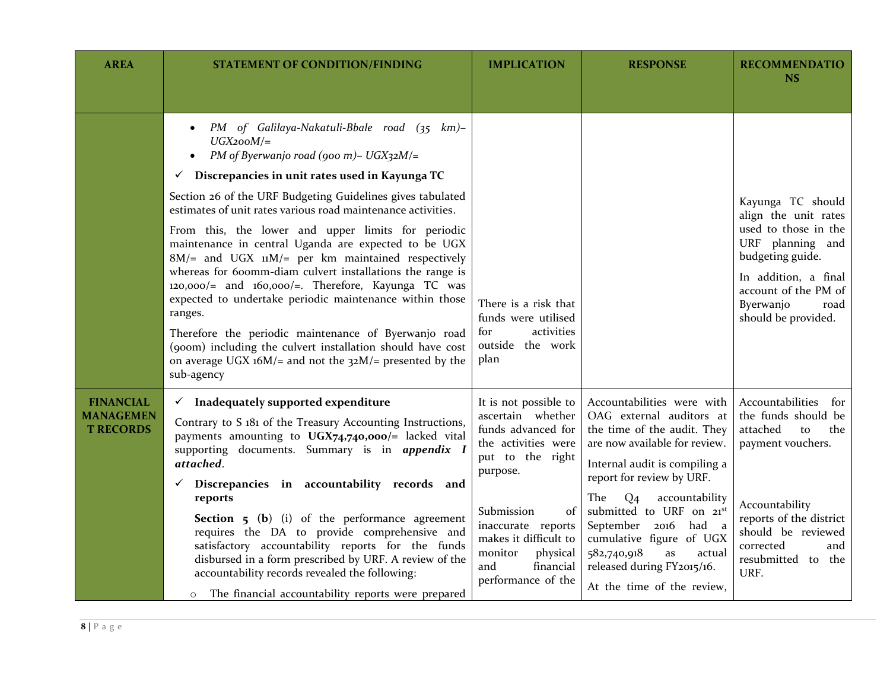| AREA | STATEMENT OF CONDITION/FINDING | IMPLICATION | RESPONSE | RECOMMENDATIONS |
|---|---|---|---|---|
| | • *PM of Galilaya-Nakatuli-Bbale road (35 km)– UGX200M/=*<br>• *PM of Byerwanjo road (900 m)– UGX32M/=*<br>✓ **Discrepancies in unit rates used in Kayunga TC**<br>Section 26 of the URF Budgeting Guidelines gives tabulated estimates of unit rates various road maintenance activities.<br>From this, the lower and upper limits for periodic maintenance in central Uganda are expected to be UGX 8M/= and UGX 11M/= per km maintained respectively whereas for 600mm-diam culvert installations the range is 120,000/= and 160,000/=. Therefore, Kayunga TC was expected to undertake periodic maintenance within those ranges.<br>Therefore the periodic maintenance of Byerwanjo road (900m) including the culvert installation should have cost on average UGX 16M/= and not the 32M/= presented by the sub-agency | There is a risk that funds were utilised for activities outside the work plan | | Kayunga TC should align the unit rates used to those in the URF planning and budgeting guide.<br>In addition, a final account of the PM of Byerwanjo road should be provided. |
| **FINANCIAL MANAGEMENT RECORDS** | ✓ **Inadequately supported expenditure**<br>Contrary to S 181 of the Treasury Accounting Instructions, payments amounting to **UGX74,740,000/=** lacked vital supporting documents. Summary is in ***appendix I attached***.<br>✓ **Discrepancies in accountability records and reports**<br>**Section 5 (b)** (i) of the performance agreement requires the DA to provide comprehensive and satisfactory accountability reports for the funds disbursed in a form prescribed by URF. A review of the accountability records revealed the following:<br>○ The financial accountability reports were prepared | It is not possible to ascertain whether funds advanced for the activities were put to the right purpose.<br><br>Submission of inaccurate reports makes it difficult to monitor physical and financial performance of the | Accountabilities were with OAG external auditors at the time of the audit. They are now available for review.<br>Internal audit is compiling a report for review by URF.<br>The Q4 accountability submitted to URF on 21st September 2016 had a cumulative figure of UGX 582,740,918 as actual released during FY2015/16.<br>At the time of the review, | Accountabilities for the funds should be attached to the payment vouchers.<br><br>Accountability reports of the district should be reviewed corrected and resubmitted to the URF. |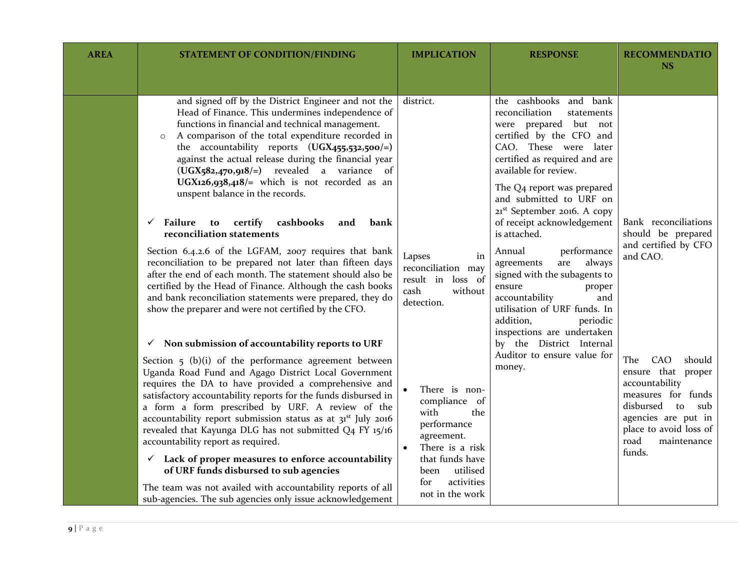| AREA | STATEMENT OF CONDITION/FINDING | IMPLICATION | RESPONSE | RECOMMENDATIONS |
|---|---|---|---|---|
| | and signed off by the District Engineer and not the Head of Finance. This undermines independence of functions in financial and technical management.<br>○ A comparison of the total expenditure recorded in the accountability reports (**UGX455,532,500/=**) against the actual release during the financial year (**UGX582,470,918/=**) revealed a variance of **UGX126,938,418/=** which is not recorded as an unspent balance in the records. | district. | the cashbooks and bank reconciliation statements were prepared but not certified by the CFO and CAO. These were later certified as required and are available for review. | |
| | ✓ **Failure to certify cashbooks and bank reconciliation statements**<br>Section 6.4.2.6 of the LGFAM, 2007 requires that bank reconciliation to be prepared not later than fifteen days after the end of each month. The statement should also be certified by the Head of Finance. Although the cash books and bank reconciliation statements were prepared, they do show the preparer and were not certified by the CFO. | Lapses in reconciliation may result in loss of cash without detection. | The Q4 report was prepared and submitted to URF on 21st September 2016. A copy of receipt acknowledgement is attached. | Bank reconciliations should be prepared and certified by CFO and CAO. |
| | ✓ **Non submission of accountability reports to URF**<br>Section 5 (b)(i) of the performance agreement between Uganda Road Fund and Agago District Local Government requires the DA to have provided a comprehensive and satisfactory accountability reports for the funds disbursed in a form a form prescribed by URF. A review of the accountability report submission status as at 31st July 2016 revealed that Kayunga DLG has not submitted Q4 FY 15/16 accountability report as required.<br>✓ **Lack of proper measures to enforce accountability of URF funds disbursed to sub agencies**<br>The team was not availed with accountability reports of all sub-agencies. The sub agencies only issue acknowledgement | • There is non-compliance of with the performance agreement.<br>• There is a risk that funds have been utilised for activities not in the work | Annual performance agreements are always signed with the subagents to ensure proper accountability and utilisation of URF funds. In addition, periodic inspections are undertaken by the District Internal Auditor to ensure value for money. | The CAO should ensure that proper accountability measures for funds disbursed to sub agencies are put in place to avoid loss of road maintenance funds. |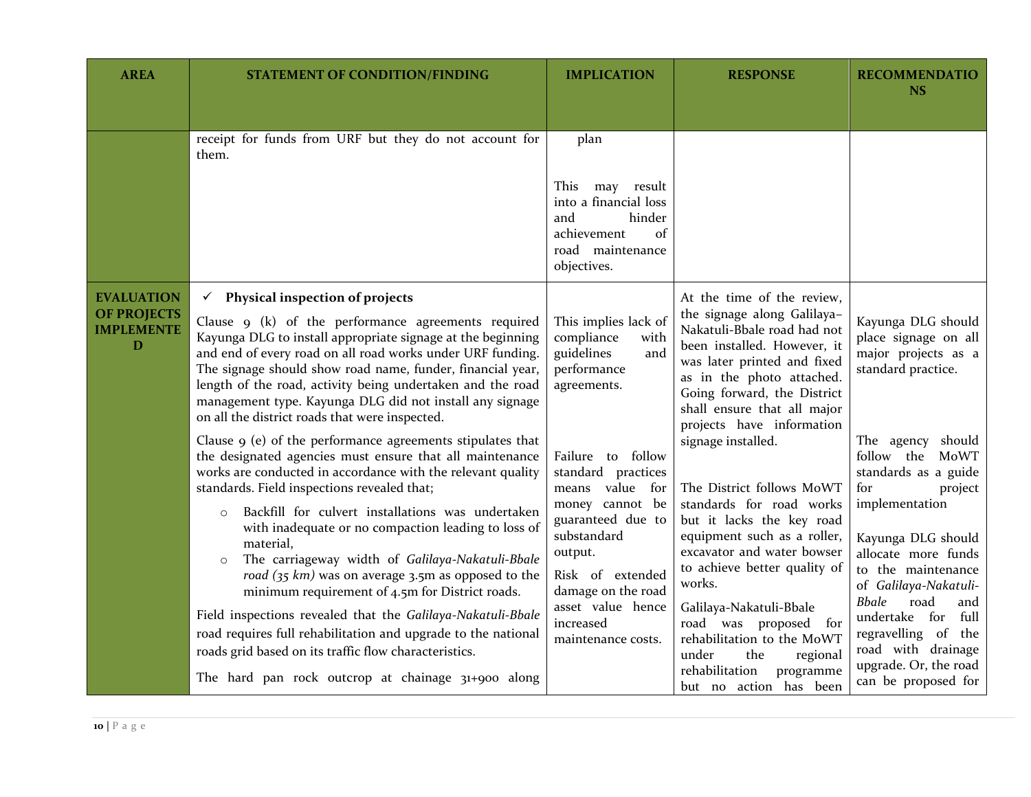| AREA | STATEMENT OF CONDITION/FINDING | IMPLICATION | RESPONSE | RECOMMENDATIONS |
|---|---|---|---|---|
| | receipt for funds from URF but they do not account for them. | plan<br><br>This may result into a financial loss and hinder achievement of road maintenance objectives. | | |
| **EVALUATION OF PROJECTS IMPLEMENTED** | ✓ **Physical inspection of projects**<br><br>Clause 9 (k) of the performance agreements required Kayunga DLG to install appropriate signage at the beginning and end of every road on all road works under URF funding. The signage should show road name, funder, financial year, length of the road, activity being undertaken and the road management type. Kayunga DLG did not install any signage on all the district roads that were inspected.<br><br>Clause 9 (e) of the performance agreements stipulates that the designated agencies must ensure that all maintenance works are conducted in accordance with the relevant quality standards. Field inspections revealed that;<br><br>○ Backfill for culvert installations was undertaken with inadequate or no compaction leading to loss of material,<br>○ The carriageway width of *Galilaya-Nakatuli-Bbale road (35 km)* was on average 3.5m as opposed to the minimum requirement of 4.5m for District roads.<br><br>Field inspections revealed that the *Galilaya-Nakatuli-Bbale* road requires full rehabilitation and upgrade to the national roads grid based on its traffic flow characteristics.<br><br>The hard pan rock outcrop at chainage 31+900 along | This implies lack of compliance with guidelines and performance agreements.<br><br>Failure to follow standard practices means value for money cannot be guaranteed due to substandard output.<br><br>Risk of extended damage on the road asset value hence increased maintenance costs. | At the time of the review, the signage along Galilaya–Nakatuli-Bbale road had not been installed. However, it was later printed and fixed as in the photo attached. Going forward, the District shall ensure that all major projects have information signage installed.<br><br>The District follows MoWT standards for road works but it lacks the key road equipment such as a roller, excavator and water bowser to achieve better quality of works.<br><br>Galilaya-Nakatuli-Bbale road was proposed for rehabilitation to the MoWT under the regional rehabilitation programme but no action has been | Kayunga DLG should place signage on all major projects as a standard practice.<br><br>The agency should follow the MoWT standards as a guide for project implementation<br><br>Kayunga DLG should allocate more funds to the maintenance of *Galilaya-Nakatuli-Bbale* road and undertake for full regravelling of the road with drainage upgrade. Or, the road can be proposed for |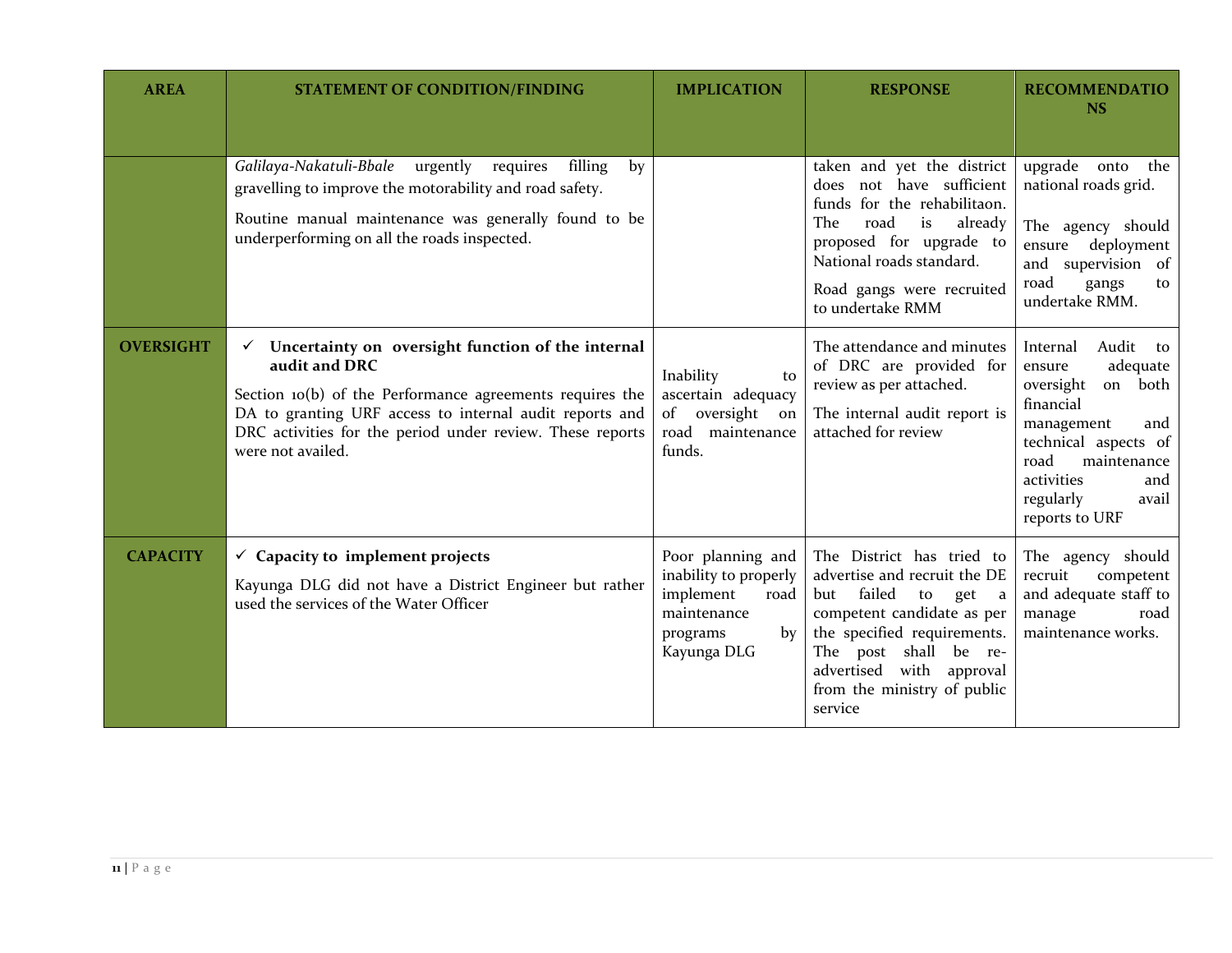| AREA | STATEMENT OF CONDITION/FINDING | IMPLICATION | RESPONSE | RECOMMENDATIONS |
|---|---|---|---|---|
| | *Galilaya-Nakatuli-Bbale* urgently requires filling by gravelling to improve the motorability and road safety.<br><br>Routine manual maintenance was generally found to be underperforming on all the roads inspected. | | taken and yet the district does not have sufficient funds for the rehabilitaon. The road is already proposed for upgrade to National roads standard.<br><br>Road gangs were recruited to undertake RMM | upgrade onto the national roads grid.<br><br>The agency should ensure deployment and supervision of road gangs to undertake RMM. |
| **OVERSIGHT** | ✓ **Uncertainty on oversight function of the internal audit and DRC**<br><br>Section 10(b) of the Performance agreements requires the DA to granting URF access to internal audit reports and DRC activities for the period under review. These reports were not availed. | Inability to ascertain adequacy of oversight on road maintenance funds. | The attendance and minutes of DRC are provided for review as per attached.<br><br>The internal audit report is attached for review | Internal Audit to ensure adequate oversight on both financial management and technical aspects of road maintenance activities and regularly avail reports to URF |
| **CAPACITY** | ✓ **Capacity to implement projects**<br><br>Kayunga DLG did not have a District Engineer but rather used the services of the Water Officer | Poor planning and inability to properly implement road maintenance programs by Kayunga DLG | The District has tried to advertise and recruit the DE but failed to get a competent candidate as per the specified requirements. The post shall be re-advertised with approval from the ministry of public service | The agency should recruit competent and adequate staff to manage road maintenance works. |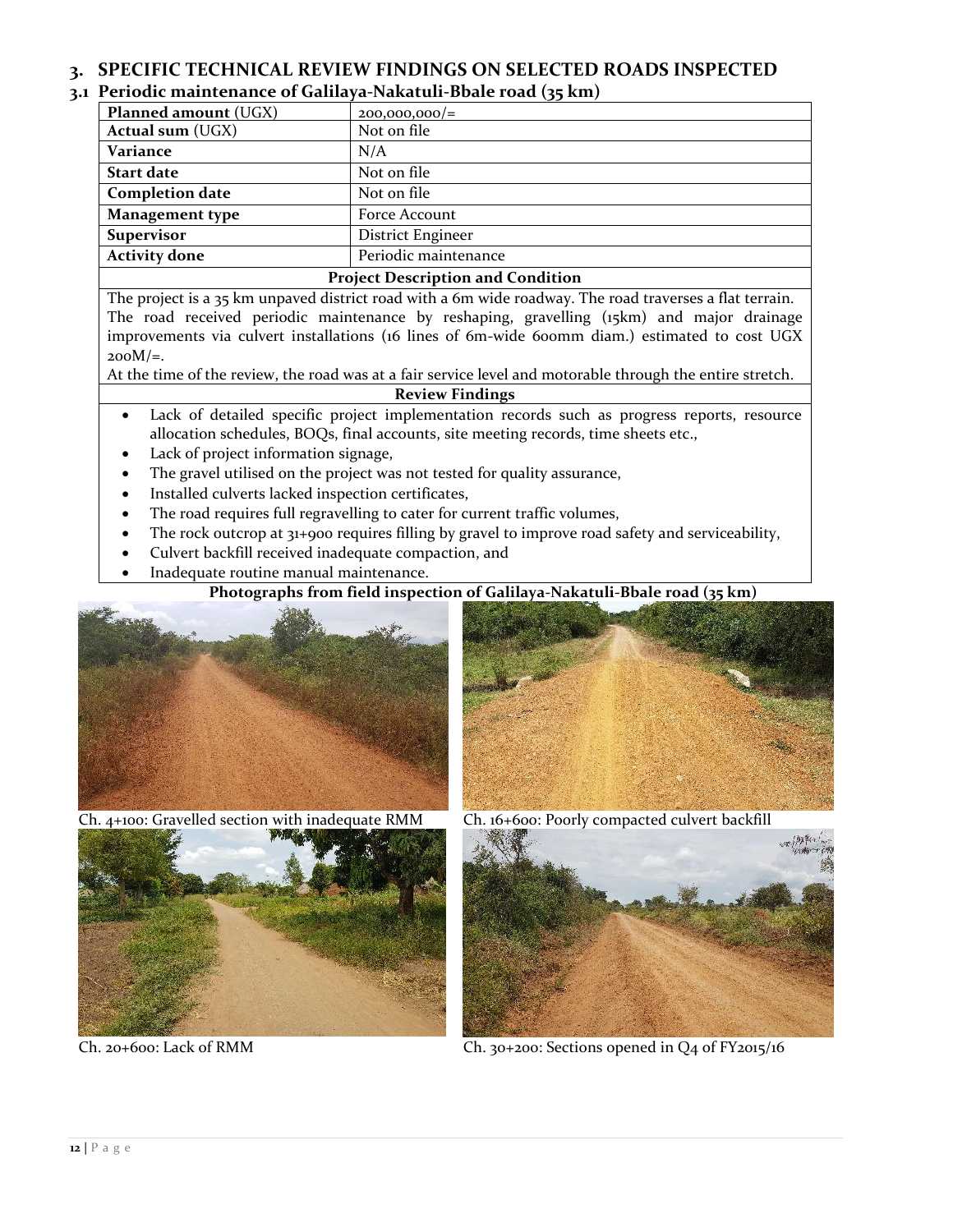## 3. SPECIFIC TECHNICAL REVIEW FINDINGS ON SELECTED ROADS INSPECTED

### 3.1 Periodic maintenance of Galilaya-Nakatuli-Bbale road (35 km)

| **Planned amount** (UGX) | 200,000,000/= |
|---|---|
| **Actual sum** (UGX) | Not on file |
| **Variance** | N/A |
| **Start date** | Not on file |
| **Completion date** | Not on file |
| **Management type** | Force Account |
| **Supervisor** | District Engineer |
| **Activity done** | Periodic maintenance |

**Project Description and Condition**

The project is a 35 km unpaved district road with a 6m wide roadway. The road traverses a flat terrain. The road received periodic maintenance by reshaping, gravelling (15km) and major drainage improvements via culvert installations (16 lines of 6m-wide 600mm diam.) estimated to cost UGX 200M/=.

At the time of the review, the road was at a fair service level and motorable through the entire stretch.

**Review Findings**

- Lack of detailed specific project implementation records such as progress reports, resource allocation schedules, BOQs, final accounts, site meeting records, time sheets etc.,
- Lack of project information signage,
- The gravel utilised on the project was not tested for quality assurance,
- Installed culverts lacked inspection certificates,
- The road requires full regravelling to cater for current traffic volumes,
- The rock outcrop at 31+900 requires filling by gravel to improve road safety and serviceability,
- Culvert backfill received inadequate compaction, and
- Inadequate routine manual maintenance.

**Photographs from field inspection of Galilaya-Nakatuli-Bbale road (35 km)**

Ch. 4+100: Gravelled section with inadequate RMM

Ch. 16+600: Poorly compacted culvert backfill

Ch. 20+600: Lack of RMM

Ch. 30+200: Sections opened in Q4 of FY2015/16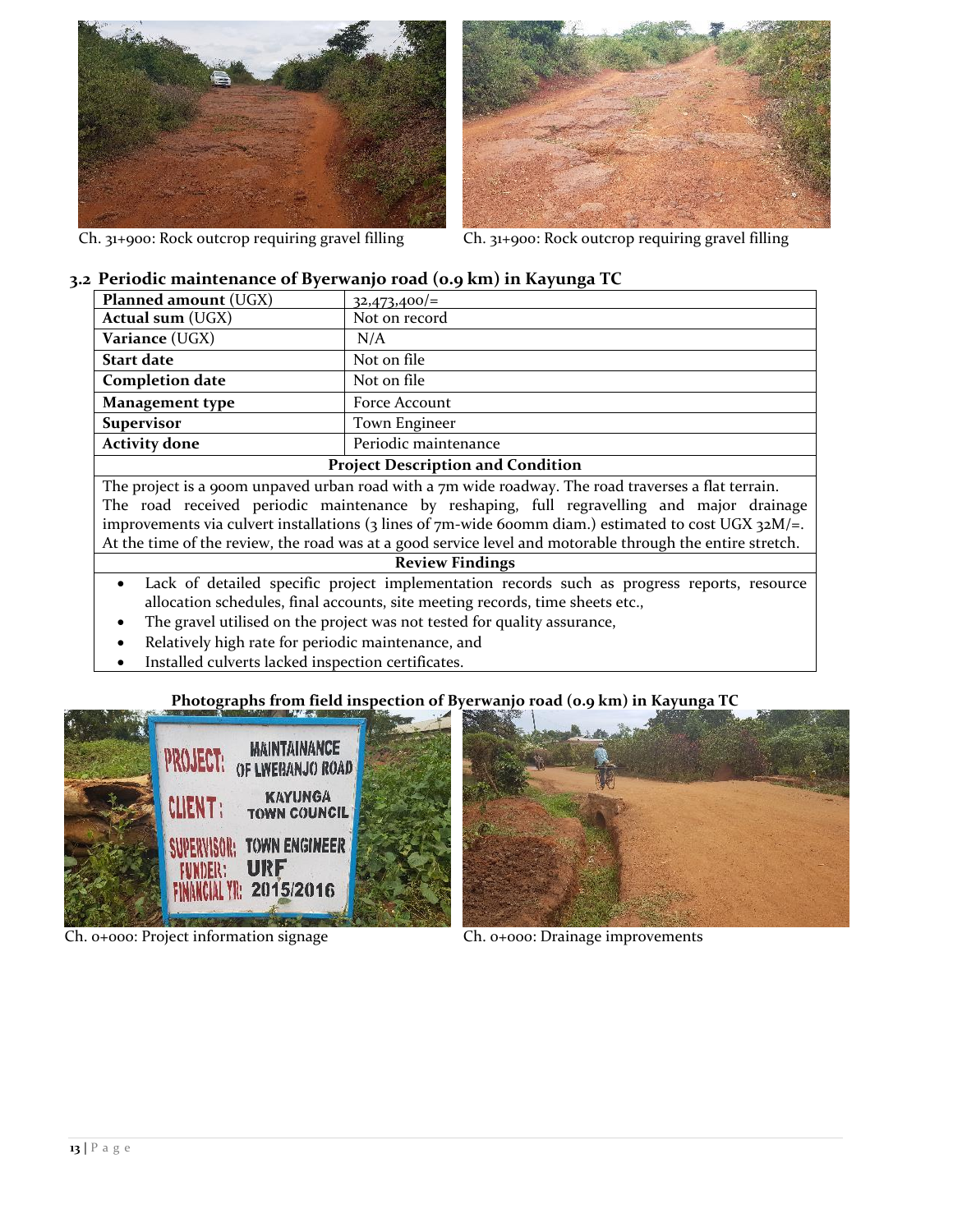Ch. 31+900: Rock outcrop requiring gravel filling

Ch. 31+900: Rock outcrop requiring gravel filling

### 3.2 Periodic maintenance of Byerwanjo road (0.9 km) in Kayunga TC

| **Planned amount** (UGX) | 32,473,400/= |
|---|---|
| **Actual sum** (UGX) | Not on record |
| **Variance** (UGX) | N/A |
| **Start date** | Not on file |
| **Completion date** | Not on file |
| **Management type** | Force Account |
| **Supervisor** | Town Engineer |
| **Activity done** | Periodic maintenance |

**Project Description and Condition**

The project is a 900m unpaved urban road with a 7m wide roadway. The road traverses a flat terrain. The road received periodic maintenance by reshaping, full regravelling and major drainage improvements via culvert installations (3 lines of 7m-wide 600mm diam.) estimated to cost UGX 32M/=. At the time of the review, the road was at a good service level and motorable through the entire stretch.

**Review Findings**

- Lack of detailed specific project implementation records such as progress reports, resource allocation schedules, final accounts, site meeting records, time sheets etc.,
- The gravel utilised on the project was not tested for quality assurance,
- Relatively high rate for periodic maintenance, and
- Installed culverts lacked inspection certificates.

**Photographs from field inspection of Byerwanjo road (0.9 km) in Kayunga TC**

Ch. 0+000: Project information signage

Ch. 0+000: Drainage improvements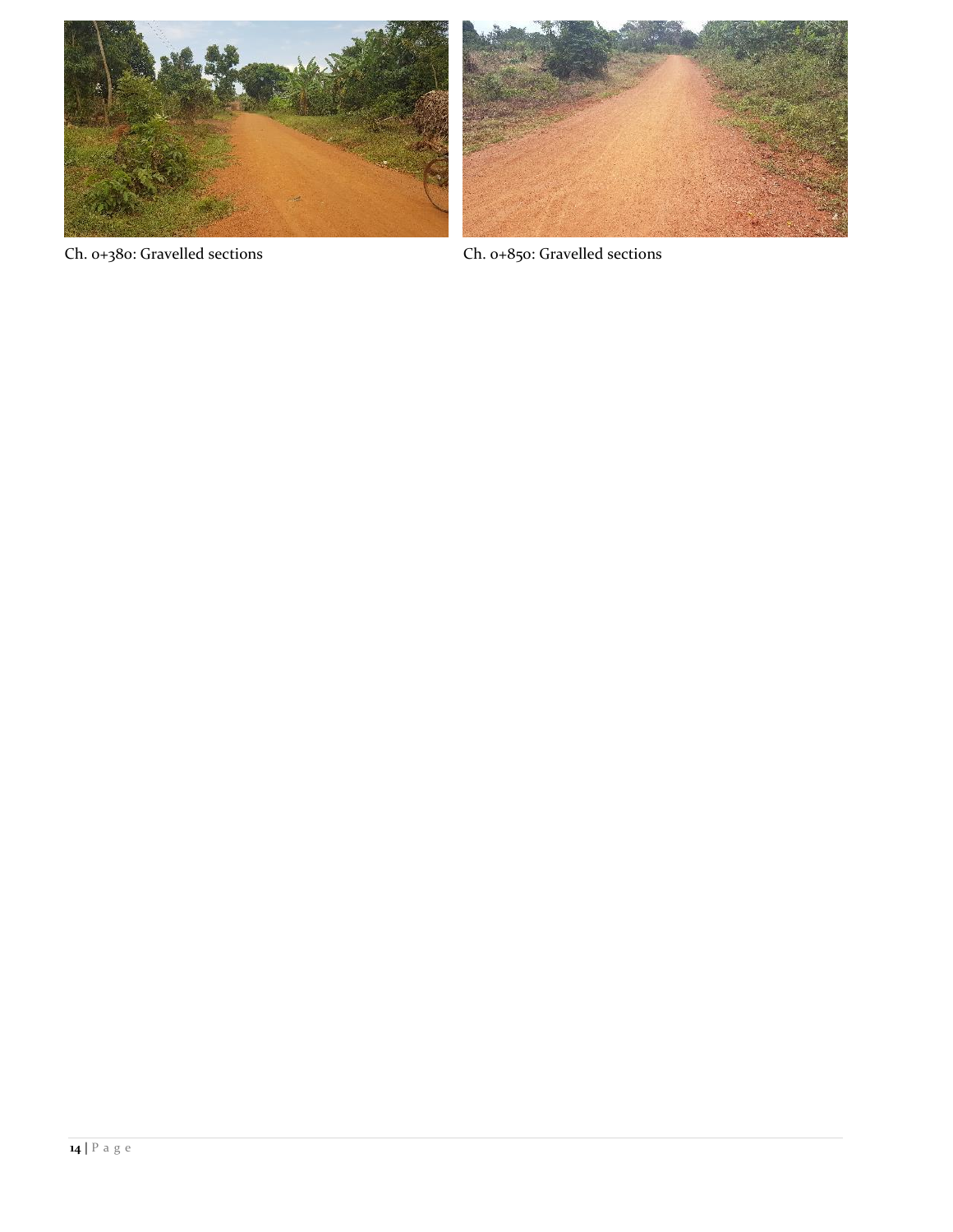Ch. 0+380: Gravelled sections

Ch. 0+850: Gravelled sections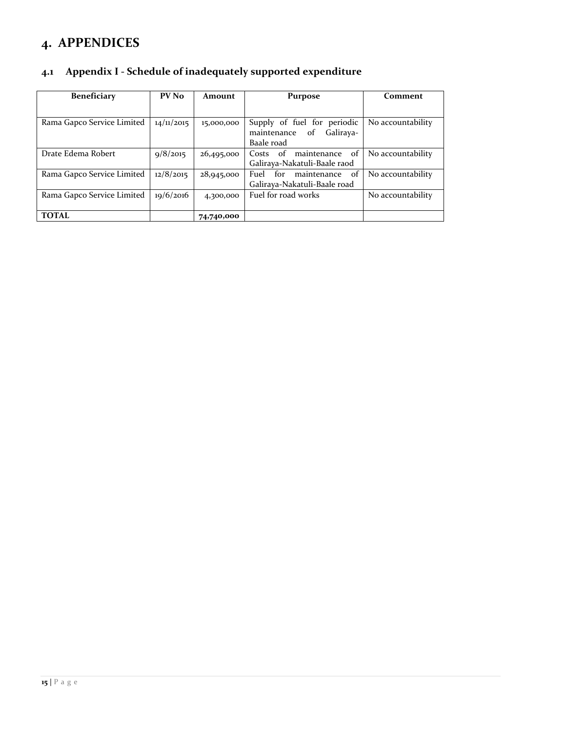# 4. APPENDICES

## 4.1 Appendix I - Schedule of inadequately supported expenditure

| Beneficiary | PV No | Amount | Purpose | Comment |
|---|---|---|---|---|
| Rama Gapco Service Limited | 14/11/2015 | 15,000,000 | Supply of fuel for periodic maintenance of Galiraya-Baale road | No accountability |
| Drate Edema Robert | 9/8/2015 | 26,495,000 | Costs of maintenance of Galiraya-Nakatuli-Baale raod | No accountability |
| Rama Gapco Service Limited | 12/8/2015 | 28,945,000 | Fuel for maintenance of Galiraya-Nakatuli-Baale road | No accountability |
| Rama Gapco Service Limited | 19/6/2016 | 4,300,000 | Fuel for road works | No accountability |
| **TOTAL** | | **74,740,000** | | |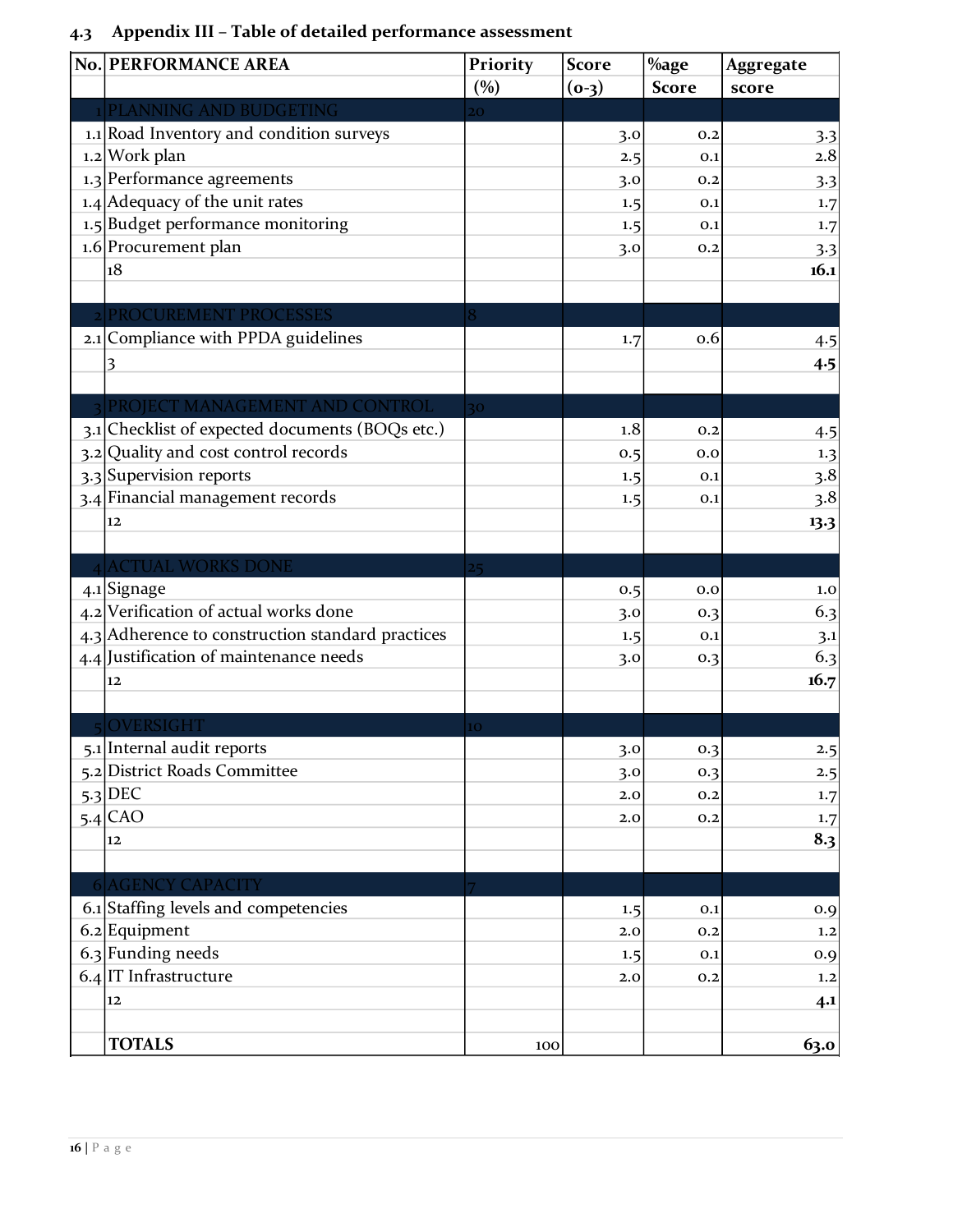### 4.3 Appendix III – Table of detailed performance assessment

| No. | PERFORMANCE AREA | Priority (%) | Score (0-3) | %age Score | Aggregate score |
|---|---|---|---|---|---|
| 1 | PLANNING AND BUDGETING | 20 | | | |
| 1.1 | Road Inventory and condition surveys | | 3.0 | 0.2 | 3.3 |
| 1.2 | Work plan | | 2.5 | 0.1 | 2.8 |
| 1.3 | Performance agreements | | 3.0 | 0.2 | 3.3 |
| 1.4 | Adequacy of the unit rates | | 1.5 | 0.1 | 1.7 |
| 1.5 | Budget performance monitoring | | 1.5 | 0.1 | 1.7 |
| 1.6 | Procurement plan | | 3.0 | 0.2 | 3.3 |
| | 18 | | | | **16.1** |
| | | | | | |
| 2 | PROCUREMENT PROCESSES | 8 | | | |
| 2.1 | Compliance with PPDA guidelines | | 1.7 | 0.6 | 4.5 |
| | 3 | | | | **4.5** |
| | | | | | |
| 3 | PROJECT MANAGEMENT AND CONTROL | 30 | | | |
| 3.1 | Checklist of expected documents (BOQs etc.) | | 1.8 | 0.2 | 4.5 |
| 3.2 | Quality and cost control records | | 0.5 | 0.0 | 1.3 |
| 3.3 | Supervision reports | | 1.5 | 0.1 | 3.8 |
| 3.4 | Financial management records | | 1.5 | 0.1 | 3.8 |
| | 12 | | | | **13.3** |
| | | | | | |
| 4 | ACTUAL WORKS DONE | 25 | | | |
| 4.1 | Signage | | 0.5 | 0.0 | 1.0 |
| 4.2 | Verification of actual works done | | 3.0 | 0.3 | 6.3 |
| 4.3 | Adherence to construction standard practices | | 1.5 | 0.1 | 3.1 |
| 4.4 | Justification of maintenance needs | | 3.0 | 0.3 | 6.3 |
| | 12 | | | | **16.7** |
| | | | | | |
| 5 | OVERSIGHT | 10 | | | |
| 5.1 | Internal audit reports | | 3.0 | 0.3 | 2.5 |
| 5.2 | District Roads Committee | | 3.0 | 0.3 | 2.5 |
| 5.3 | DEC | | 2.0 | 0.2 | 1.7 |
| 5.4 | CAO | | 2.0 | 0.2 | 1.7 |
| | 12 | | | | **8.3** |
| | | | | | |
| 6 | AGENCY CAPACITY | 7 | | | |
| 6.1 | Staffing levels and competencies | | 1.5 | 0.1 | 0.9 |
| 6.2 | Equipment | | 2.0 | 0.2 | 1.2 |
| 6.3 | Funding needs | | 1.5 | 0.1 | 0.9 |
| 6.4 | IT Infrastructure | | 2.0 | 0.2 | 1.2 |
| | 12 | | | | **4.1** |
| | | | | | |
| | **TOTALS** | 100 | | | **63.0** |